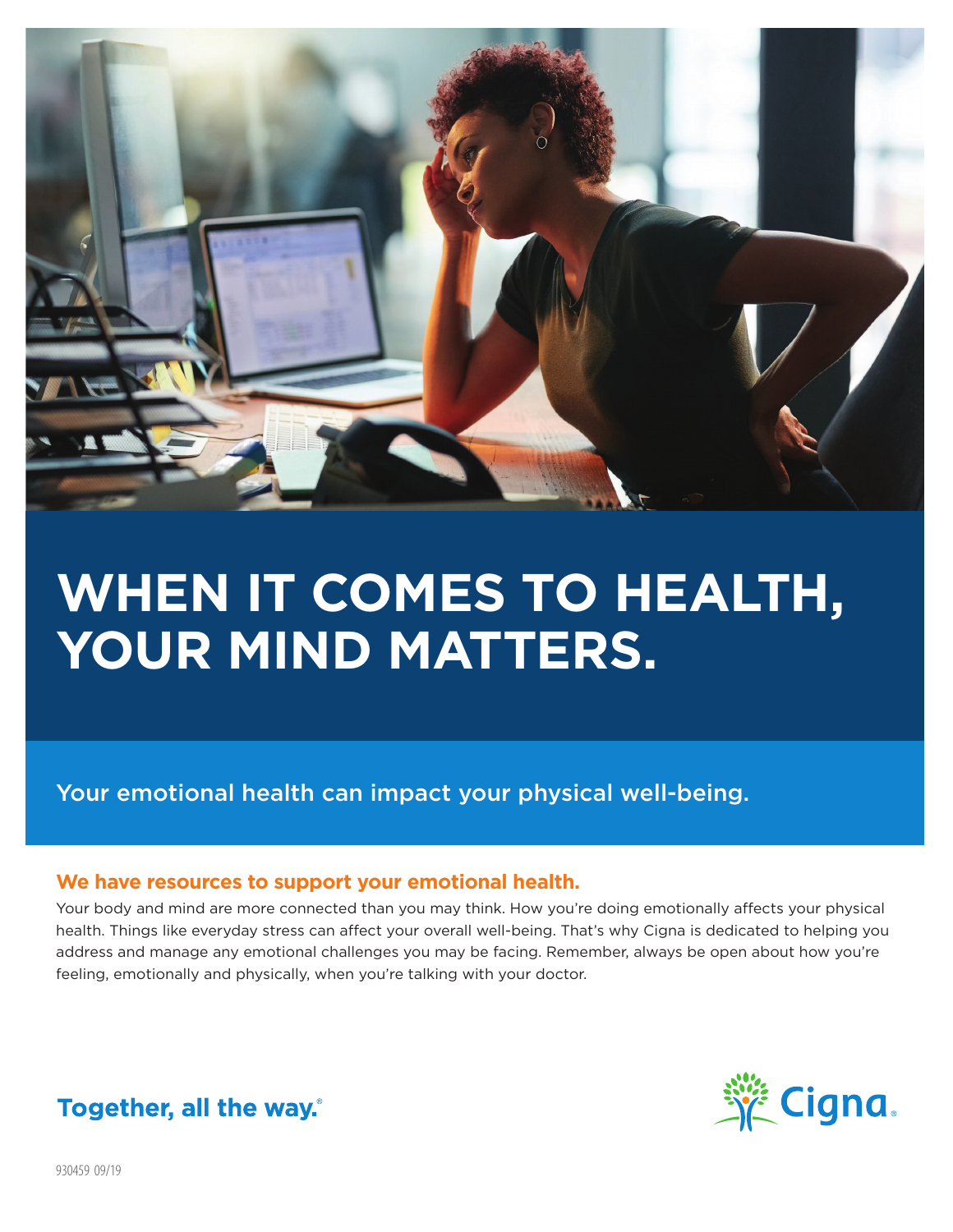# WHEN IT COMES TO HEALTH, YOUR MIND MATTERS.

Your emotional health can impact your physical well-being.

## We have resources to support your emotional health.

Your body and mind are more connected than you may think. How you're doing emotionally affects your physical health. Things like everyday stress can affect your overall well-being. That's why Cigna is dedicated to helping you address and manage any emotional challenges you may be facing. Remember, always be open about how you're feeling, emotionally and physically, when you're talking with your doctor.

**Together, all the way.®**

Cigna.

930459 09/19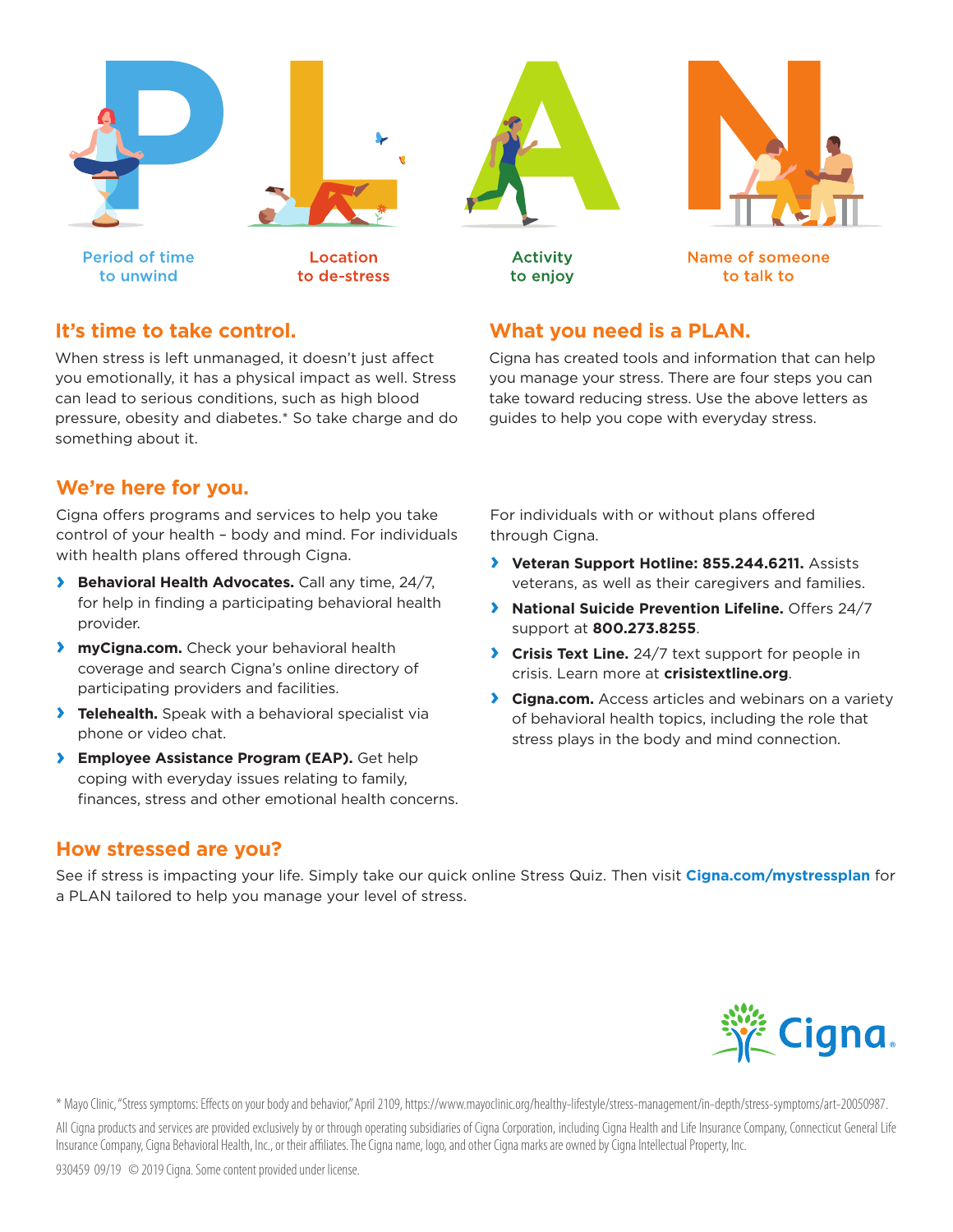Period of time to unwind

Location to de-stress

Activity to enjoy

Name of someone to talk to

## It's time to take control.

When stress is left unmanaged, it doesn't just affect you emotionally, it has a physical impact as well. Stress can lead to serious conditions, such as high blood pressure, obesity and diabetes.* So take charge and do something about it.

## What you need is a PLAN.

Cigna has created tools and information that can help you manage your stress. There are four steps you can take toward reducing stress. Use the above letters as guides to help you cope with everyday stress.

## We're here for you.

Cigna offers programs and services to help you take control of your health – body and mind. For individuals with health plans offered through Cigna.

- **Behavioral Health Advocates.** Call any time, 24/7, for help in finding a participating behavioral health provider.
- **myCigna.com.** Check your behavioral health coverage and search Cigna's online directory of participating providers and facilities.
- **Telehealth.** Speak with a behavioral specialist via phone or video chat.
- **Employee Assistance Program (EAP).** Get help coping with everyday issues relating to family, finances, stress and other emotional health concerns.

For individuals with or without plans offered through Cigna.

- **Veteran Support Hotline: 855.244.6211.** Assists veterans, as well as their caregivers and families.
- **National Suicide Prevention Lifeline.** Offers 24/7 support at **800.273.8255**.
- **Crisis Text Line.** 24/7 text support for people in crisis. Learn more at **crisistextline.org**.
- **Cigna.com.** Access articles and webinars on a variety of behavioral health topics, including the role that stress plays in the body and mind connection.

## How stressed are you?

See if stress is impacting your life. Simply take our quick online Stress Quiz. Then visit **Cigna.com/mystressplan** for a PLAN tailored to help you manage your level of stress.

Cigna

* Mayo Clinic, "Stress symptoms: Effects on your body and behavior," April 2109, https://www.mayoclinic.org/healthy-lifestyle/stress-management/in-depth/stress-symptoms/art-20050987.

All Cigna products and services are provided exclusively by or through operating subsidiaries of Cigna Corporation, including Cigna Health and Life Insurance Company, Connecticut General Life Insurance Company, Cigna Behavioral Health, Inc., or their affiliates. The Cigna name, logo, and other Cigna marks are owned by Cigna Intellectual Property, Inc.

930459 09/19 © 2019 Cigna. Some content provided under license.